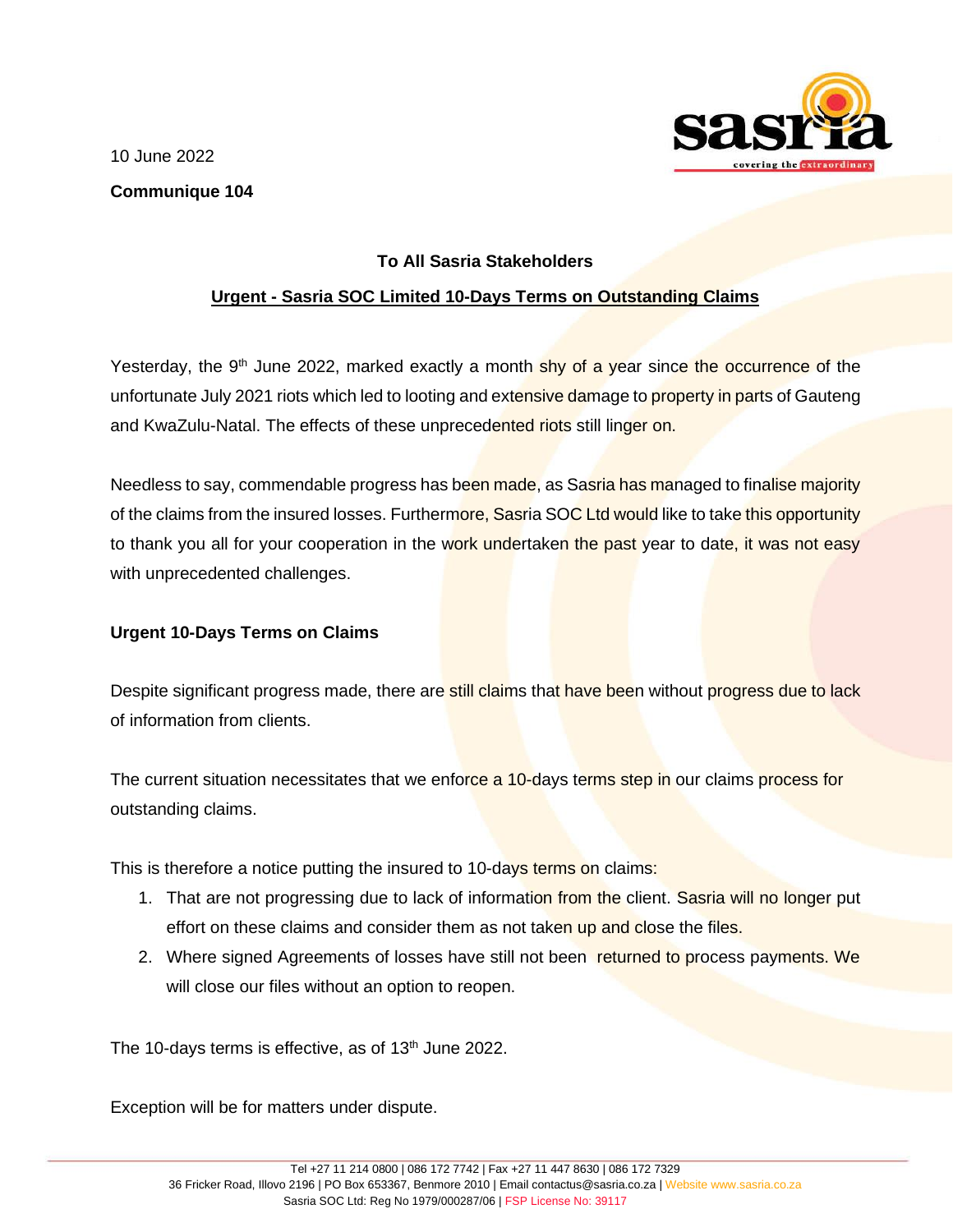10 June 2022

**Communique 104**

**To All Sasria Stakeholders**

**Urgent - Sasria SOC Limited 10-Days Terms on Outstanding Claims**

Yesterday, the 9th June 2022, marked exactly a month shy of a year since the occurrence of the unfortunate July 2021 riots which led to looting and extensive damage to property in parts of Gauteng and KwaZulu-Natal. The effects of these unprecedented riots still linger on.

Needless to say, commendable progress has been made, as Sasria has managed to finalise majority of the claims from the insured losses. Furthermore, Sasria SOC Ltd would like to take this opportunity to thank you all for your cooperation in the work undertaken the past year to date, it was not easy with unprecedented challenges.

**Urgent 10-Days Terms on Claims**

Despite significant progress made, there are still claims that have been without progress due to lack of information from clients.

The current situation necessitates that we enforce a 10-days terms step in our claims process for outstanding claims.

This is therefore a notice putting the insured to 10-days terms on claims:

1. That are not progressing due to lack of information from the client. Sasria will no longer put effort on these claims and consider them as not taken up and close the files.
2. Where signed Agreements of losses have still not been returned to process payments. We will close our files without an option to reopen.

The 10-days terms is effective, as of 13th June 2022.

Exception will be for matters under dispute.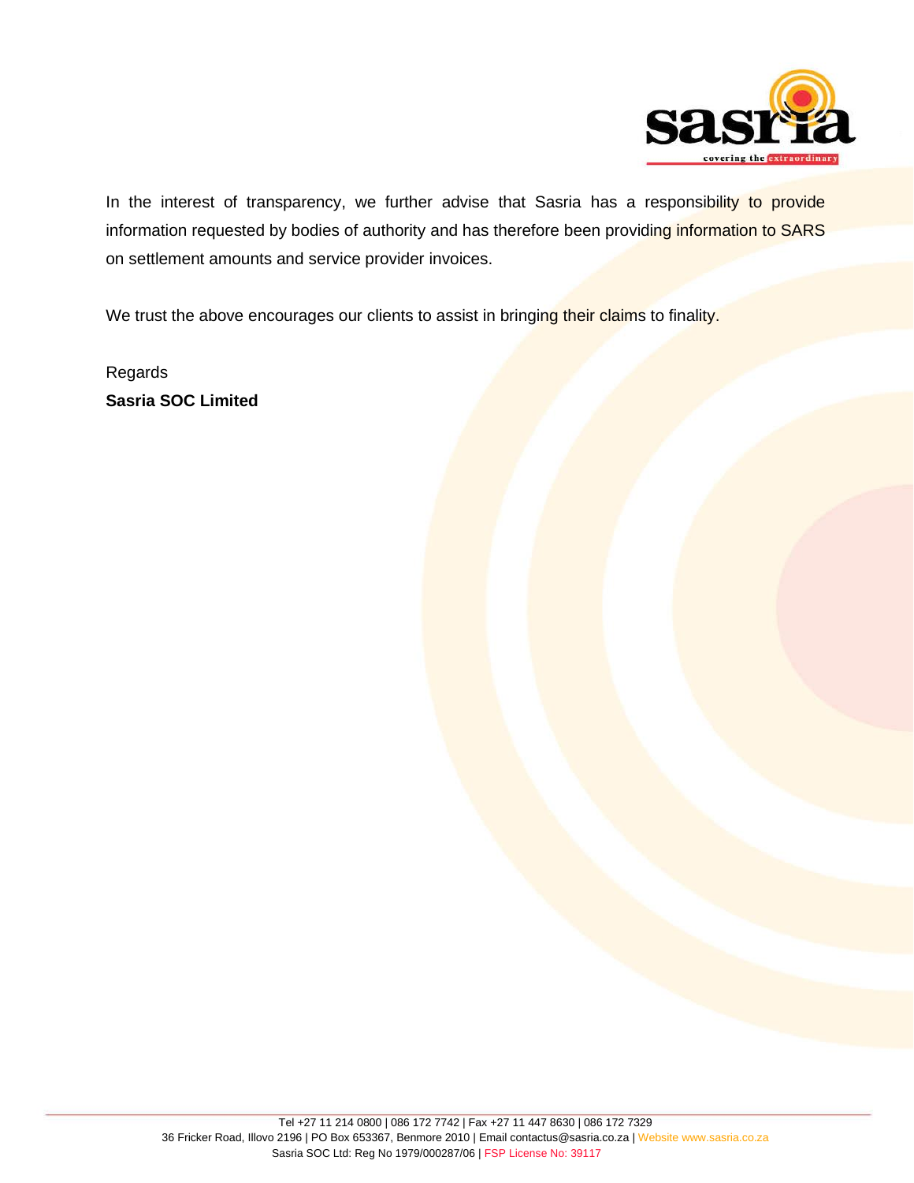In the interest of transparency, we further advise that Sasria has a responsibility to provide information requested by bodies of authority and has therefore been providing information to SARS on settlement amounts and service provider invoices.

We trust the above encourages our clients to assist in bringing their claims to finality.

Regards

**Sasria SOC Limited**